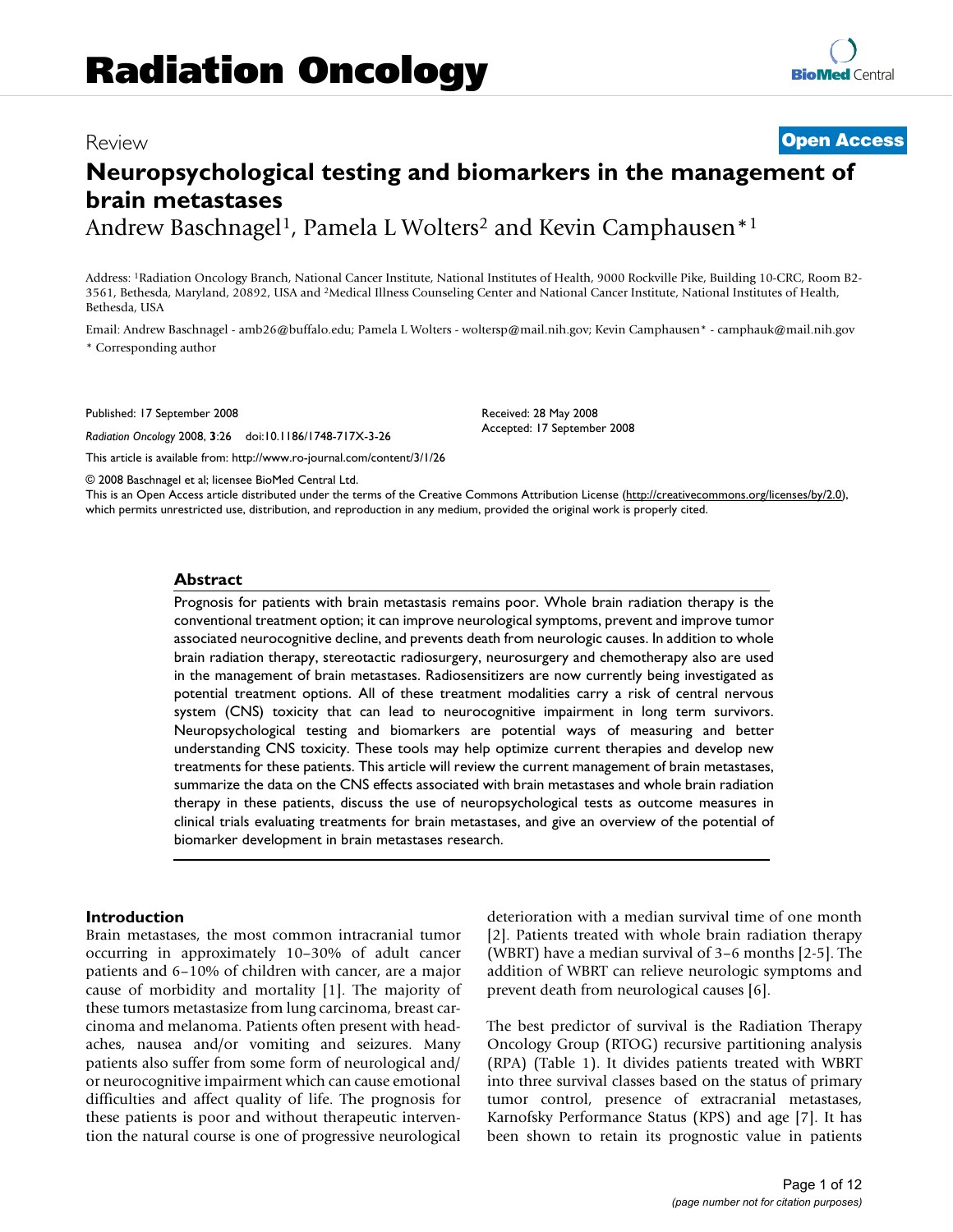Review

**Open Access**

# Neuropsychological testing and biomarkers in the management of brain metastases

Andrew Baschnagel[1], Pamela L Wolters[2] and Kevin Camphausen*[1]

Address: [1]Radiation Oncology Branch, National Cancer Institute, National Institutes of Health, 9000 Rockville Pike, Building 10-CRC, Room B2-3561, Bethesda, Maryland, 20892, USA and [2]Medical Illness Counseling Center and National Cancer Institute, National Institutes of Health, Bethesda, USA

Email: Andrew Baschnagel - amb26@buffalo.edu; Pamela L Wolters - woltersp@mail.nih.gov; Kevin Camphausen* - camphauk@mail.nih.gov

* Corresponding author

Published: 17 September 2008

*Radiation Oncology* 2008, **3**:26 doi:10.1186/1748-717X-3-26

Received: 28 May 2008

Accepted: 17 September 2008

This article is available from: http://www.ro-journal.com/content/3/1/26

© 2008 Baschnagel et al; licensee BioMed Central Ltd.

This is an Open Access article distributed under the terms of the Creative Commons Attribution License (http://creativecommons.org/licenses/by/2.0), which permits unrestricted use, distribution, and reproduction in any medium, provided the original work is properly cited.

## Abstract

Prognosis for patients with brain metastasis remains poor. Whole brain radiation therapy is the conventional treatment option; it can improve neurological symptoms, prevent and improve tumor associated neurocognitive decline, and prevents death from neurologic causes. In addition to whole brain radiation therapy, stereotactic radiosurgery, neurosurgery and chemotherapy also are used in the management of brain metastases. Radiosensitizers are now currently being investigated as potential treatment options. All of these treatment modalities carry a risk of central nervous system (CNS) toxicity that can lead to neurocognitive impairment in long term survivors. Neuropsychological testing and biomarkers are potential ways of measuring and better understanding CNS toxicity. These tools may help optimize current therapies and develop new treatments for these patients. This article will review the current management of brain metastases, summarize the data on the CNS effects associated with brain metastases and whole brain radiation therapy in these patients, discuss the use of neuropsychological tests as outcome measures in clinical trials evaluating treatments for brain metastases, and give an overview of the potential of biomarker development in brain metastases research.

## Introduction

Brain metastases, the most common intracranial tumor occurring in approximately 10–30% of adult cancer patients and 6–10% of children with cancer, are a major cause of morbidity and mortality [1]. The majority of these tumors metastasize from lung carcinoma, breast carcinoma and melanoma. Patients often present with headaches, nausea and/or vomiting and seizures. Many patients also suffer from some form of neurological and/or neurocognitive impairment which can cause emotional difficulties and affect quality of life. The prognosis for these patients is poor and without therapeutic intervention the natural course is one of progressive neurological deterioration with a median survival time of one month [2]. Patients treated with whole brain radiation therapy (WBRT) have a median survival of 3–6 months [2-5]. The addition of WBRT can relieve neurologic symptoms and prevent death from neurological causes [6].

The best predictor of survival is the Radiation Therapy Oncology Group (RTOG) recursive partitioning analysis (RPA) (Table 1). It divides patients treated with WBRT into three survival classes based on the status of primary tumor control, presence of extracranial metastases, Karnofsky Performance Status (KPS) and age [7]. It has been shown to retain its prognostic value in patients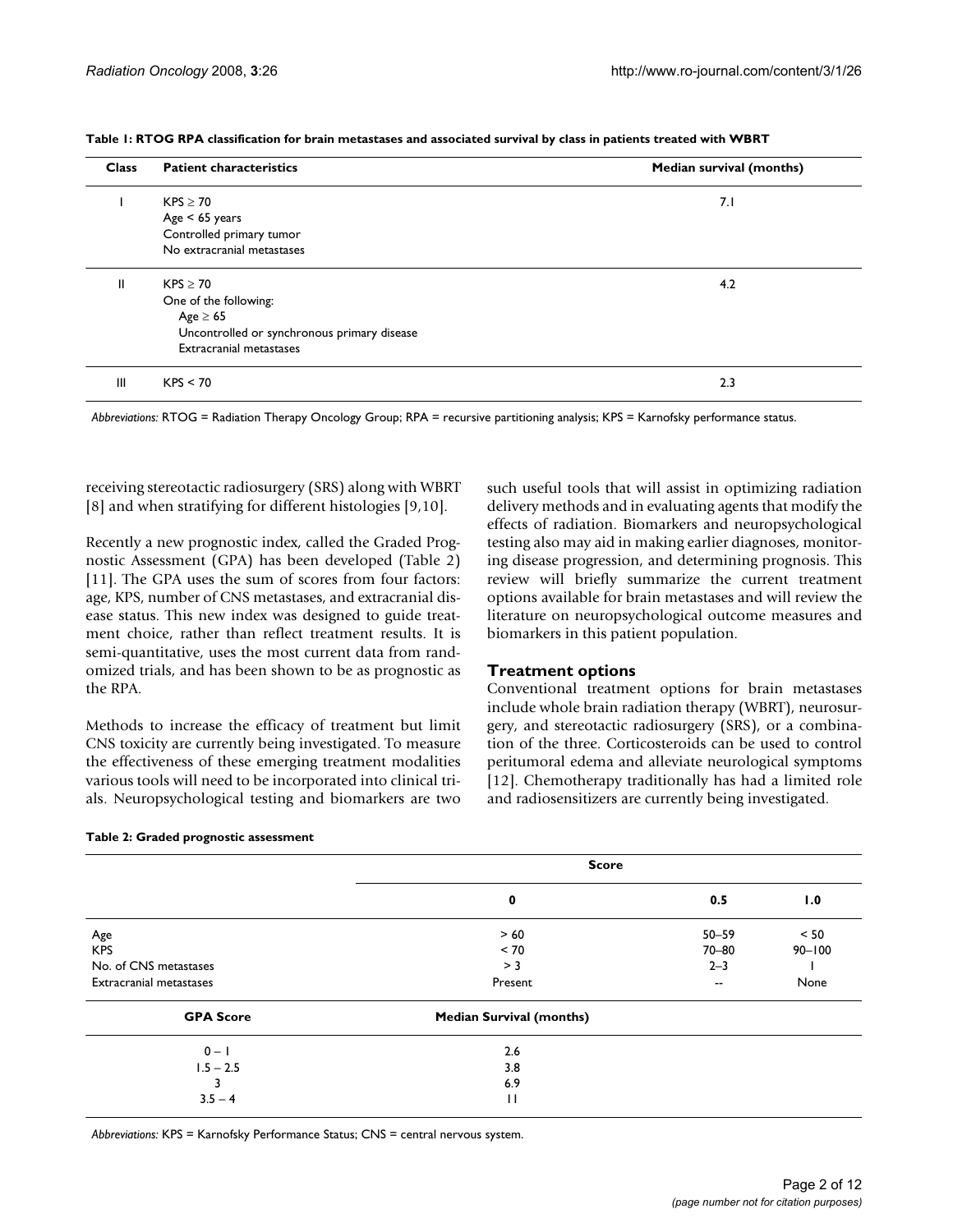**Table 1: RTOG RPA classification for brain metastases and associated survival by class in patients treated with WBRT**

| Class | Patient characteristics | Median survival (months) |
|---|---|---|
| I | KPS ≥ 70<br>Age < 65 years<br>Controlled primary tumor<br>No extracranial metastases | 7.1 |
| II | KPS ≥ 70<br>One of the following:<br>Age ≥ 65<br>Uncontrolled or synchronous primary disease<br>Extracranial metastases | 4.2 |
| III | KPS < 70 | 2.3 |

*Abbreviations:* RTOG = Radiation Therapy Oncology Group; RPA = recursive partitioning analysis; KPS = Karnofsky performance status.

receiving stereotactic radiosurgery (SRS) along with WBRT [8] and when stratifying for different histologies [9,10].

Recently a new prognostic index, called the Graded Prognostic Assessment (GPA) has been developed (Table 2) [11]. The GPA uses the sum of scores from four factors: age, KPS, number of CNS metastases, and extracranial disease status. This new index was designed to guide treatment choice, rather than reflect treatment results. It is semi-quantitative, uses the most current data from randomized trials, and has been shown to be as prognostic as the RPA.

Methods to increase the efficacy of treatment but limit CNS toxicity are currently being investigated. To measure the effectiveness of these emerging treatment modalities various tools will need to be incorporated into clinical trials. Neuropsychological testing and biomarkers are two such useful tools that will assist in optimizing radiation delivery methods and in evaluating agents that modify the effects of radiation. Biomarkers and neuropsychological testing also may aid in making earlier diagnoses, monitoring disease progression, and determining prognosis. This review will briefly summarize the current treatment options available for brain metastases and will review the literature on neuropsychological outcome measures and biomarkers in this patient population.

## Treatment options

Conventional treatment options for brain metastases include whole brain radiation therapy (WBRT), neurosurgery, and stereotactic radiosurgery (SRS), or a combination of the three. Corticosteroids can be used to control peritumoral edema and alleviate neurological symptoms [12]. Chemotherapy traditionally has had a limited role and radiosensitizers are currently being investigated.

**Table 2: Graded prognostic assessment**

| | Score | | |
|---|---|---|---|
| | 0 | 0.5 | 1.0 |
| Age | > 60 | 50–59 | < 50 |
| KPS | < 70 | 70–80 | 90–100 |
| No. of CNS metastases | > 3 | 2–3 | 1 |
| Extracranial metastases | Present | -- | None |
| **GPA Score** | **Median Survival (months)** | | |
| 0 – 1 | 2.6 | | |
| 1.5 – 2.5 | 3.8 | | |
| 3 | 6.9 | | |
| 3.5 – 4 | 11 | | |

*Abbreviations:* KPS = Karnofsky Performance Status; CNS = central nervous system.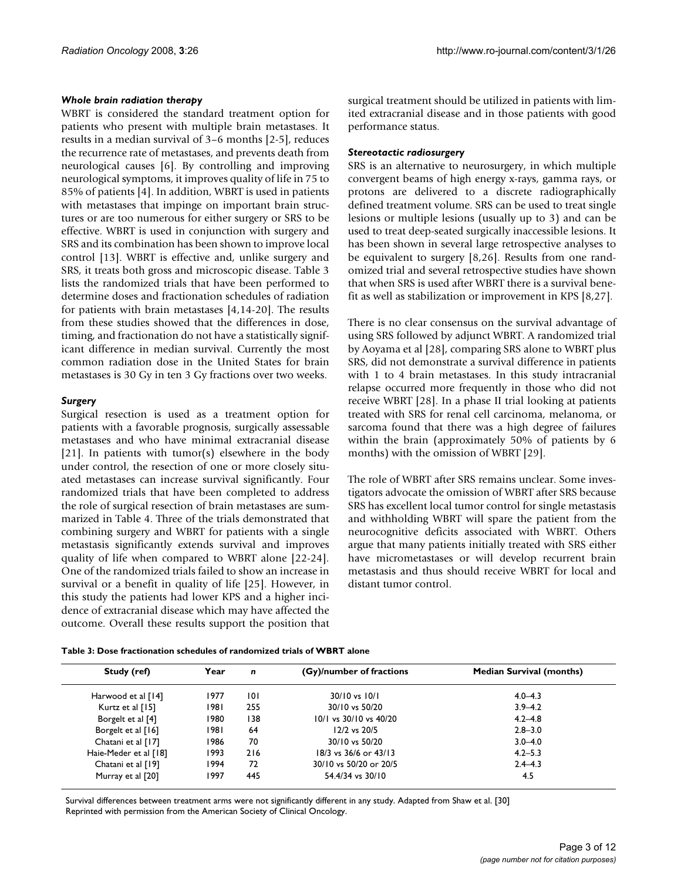### *Whole brain radiation therapy*

WBRT is considered the standard treatment option for patients who present with multiple brain metastases. It results in a median survival of 3–6 months [2-5], reduces the recurrence rate of metastases, and prevents death from neurological causes [6]. By controlling and improving neurological symptoms, it improves quality of life in 75 to 85% of patients [4]. In addition, WBRT is used in patients with metastases that impinge on important brain structures or are too numerous for either surgery or SRS to be effective. WBRT is used in conjunction with surgery and SRS and its combination has been shown to improve local control [13]. WBRT is effective and, unlike surgery and SRS, it treats both gross and microscopic disease. Table 3 lists the randomized trials that have been performed to determine doses and fractionation schedules of radiation for patients with brain metastases [4,14-20]. The results from these studies showed that the differences in dose, timing, and fractionation do not have a statistically significant difference in median survival. Currently the most common radiation dose in the United States for brain metastases is 30 Gy in ten 3 Gy fractions over two weeks.

### *Surgery*

Surgical resection is used as a treatment option for patients with a favorable prognosis, surgically assessable metastases and who have minimal extracranial disease [21]. In patients with tumor(s) elsewhere in the body under control, the resection of one or more closely situated metastases can increase survival significantly. Four randomized trials that have been completed to address the role of surgical resection of brain metastases are summarized in Table 4. Three of the trials demonstrated that combining surgery and WBRT for patients with a single metastasis significantly extends survival and improves quality of life when compared to WBRT alone [22-24]. One of the randomized trials failed to show an increase in survival or a benefit in quality of life [25]. However, in this study the patients had lower KPS and a higher incidence of extracranial disease which may have affected the outcome. Overall these results support the position that surgical treatment should be utilized in patients with limited extracranial disease and in those patients with good performance status.

### *Stereotactic radiosurgery*

SRS is an alternative to neurosurgery, in which multiple convergent beams of high energy x-rays, gamma rays, or protons are delivered to a discrete radiographically defined treatment volume. SRS can be used to treat single lesions or multiple lesions (usually up to 3) and can be used to treat deep-seated surgically inaccessible lesions. It has been shown in several large retrospective analyses to be equivalent to surgery [8,26]. Results from one randomized trial and several retrospective studies have shown that when SRS is used after WBRT there is a survival benefit as well as stabilization or improvement in KPS [8,27].

There is no clear consensus on the survival advantage of using SRS followed by adjunct WBRT. A randomized trial by Aoyama et al [28], comparing SRS alone to WBRT plus SRS, did not demonstrate a survival difference in patients with 1 to 4 brain metastases. In this study intracranial relapse occurred more frequently in those who did not receive WBRT [28]. In a phase II trial looking at patients treated with SRS for renal cell carcinoma, melanoma, or sarcoma found that there was a high degree of failures within the brain (approximately 50% of patients by 6 months) with the omission of WBRT [29].

The role of WBRT after SRS remains unclear. Some investigators advocate the omission of WBRT after SRS because SRS has excellent local tumor control for single metastasis and withholding WBRT will spare the patient from the neurocognitive deficits associated with WBRT. Others argue that many patients initially treated with SRS either have micrometastases or will develop recurrent brain metastasis and thus should receive WBRT for local and distant tumor control.

**Table 3: Dose fractionation schedules of randomized trials of WBRT alone**

| Study (ref) | Year | *n* | (Gy)/number of fractions | Median Survival (months) |
|---|---|---|---|---|
| Harwood et al [14] | 1977 | 101 | 30/10 vs 10/1 | 4.0–4.3 |
| Kurtz et al [15] | 1981 | 255 | 30/10 vs 50/20 | 3.9–4.2 |
| Borgelt et al [4] | 1980 | 138 | 10/1 vs 30/10 vs 40/20 | 4.2–4.8 |
| Borgelt et al [16] | 1981 | 64 | 12/2 vs 20/5 | 2.8–3.0 |
| Chatani et al [17] | 1986 | 70 | 30/10 vs 50/20 | 3.0–4.0 |
| Haie-Meder et al [18] | 1993 | 216 | 18/3 vs 36/6 or 43/13 | 4.2–5.3 |
| Chatani et al [19] | 1994 | 72 | 30/10 vs 50/20 or 20/5 | 2.4–4.3 |
| Murray et al [20] | 1997 | 445 | 54.4/34 vs 30/10 | 4.5 |

Survival differences between treatment arms were not significantly different in any study. Adapted from Shaw et al. [30]
Reprinted with permission from the American Society of Clinical Oncology.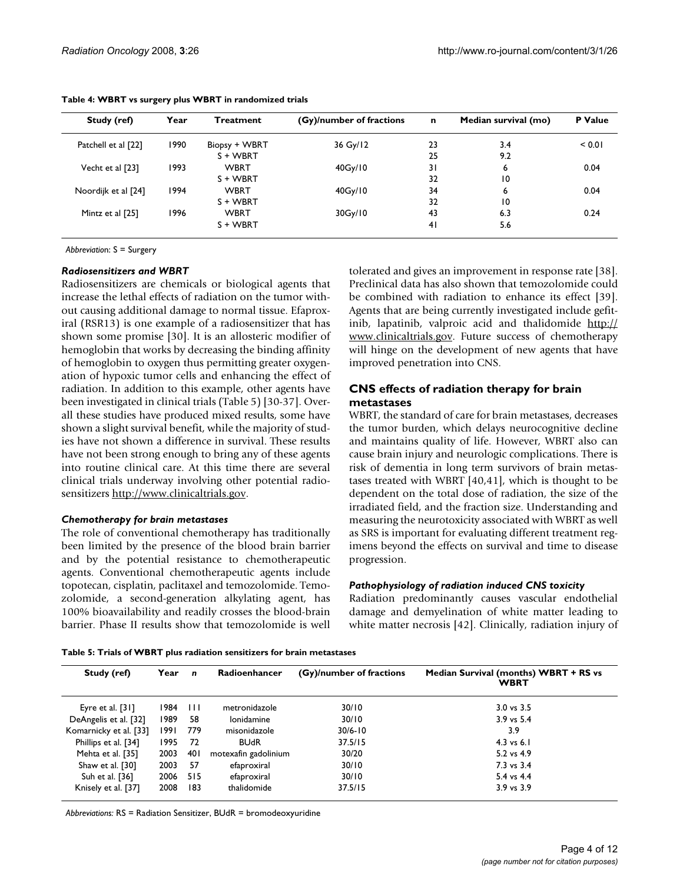**Table 4: WBRT vs surgery plus WBRT in randomized trials**

| Study (ref) | Year | Treatment | (Gy)/number of fractions | n | Median survival (mo) | P Value |
|---|---|---|---|---|---|---|
| Patchell et al [22] | 1990 | Biopsy + WBRT | 36 Gy/12 | 23 | 3.4 | < 0.01 |
| | | S + WBRT | | 25 | 9.2 | |
| Vecht et al [23] | 1993 | WBRT | 40Gy/10 | 31 | 6 | 0.04 |
| | | S + WBRT | | 32 | 10 | |
| Noordijk et al [24] | 1994 | WBRT | 40Gy/10 | 34 | 6 | 0.04 |
| | | S + WBRT | | 32 | 10 | |
| Mintz et al [25] | 1996 | WBRT | 30Gy/10 | 43 | 6.3 | 0.24 |
| | | S + WBRT | | 41 | 5.6 | |

*Abbreviation*: S = Surgery

### *Radiosensitizers and WBRT*

Radiosensitizers are chemicals or biological agents that increase the lethal effects of radiation on the tumor without causing additional damage to normal tissue. Efaproxiral (RSR13) is one example of a radiosensitizer that has shown some promise [30]. It is an allosteric modifier of hemoglobin that works by decreasing the binding affinity of hemoglobin to oxygen thus permitting greater oxygenation of hypoxic tumor cells and enhancing the effect of radiation. In addition to this example, other agents have been investigated in clinical trials (Table 5) [30-37]. Overall these studies have produced mixed results, some have shown a slight survival benefit, while the majority of studies have not shown a difference in survival. These results have not been strong enough to bring any of these agents into routine clinical care. At this time there are several clinical trials underway involving other potential radiosensitizers http://www.clinicaltrials.gov.

### *Chemotherapy for brain metastases*

The role of conventional chemotherapy has traditionally been limited by the presence of the blood brain barrier and by the potential resistance to chemotherapeutic agents. Conventional chemotherapeutic agents include topotecan, cisplatin, paclitaxel and temozolomide. Temozolomide, a second-generation alkylating agent, has 100% bioavailability and readily crosses the blood-brain barrier. Phase II results show that temozolomide is well tolerated and gives an improvement in response rate [38]. Preclinical data has also shown that temozolomide could be combined with radiation to enhance its effect [39]. Agents that are being currently investigated include gefitinib, lapatinib, valproic acid and thalidomide http://www.clinicaltrials.gov. Future success of chemotherapy will hinge on the development of new agents that have improved penetration into CNS.

## CNS effects of radiation therapy for brain metastases

WBRT, the standard of care for brain metastases, decreases the tumor burden, which delays neurocognitive decline and maintains quality of life. However, WBRT also can cause brain injury and neurologic complications. There is risk of dementia in long term survivors of brain metastases treated with WBRT [40,41], which is thought to be dependent on the total dose of radiation, the size of the irradiated field, and the fraction size. Understanding and measuring the neurotoxicity associated with WBRT as well as SRS is important for evaluating different treatment regimens beyond the effects on survival and time to disease progression.

### *Pathophysiology of radiation induced CNS toxicity*

Radiation predominantly causes vascular endothelial damage and demyelination of white matter leading to white matter necrosis [42]. Clinically, radiation injury of

**Table 5: Trials of WBRT plus radiation sensitizers for brain metastases**

| Study (ref) | Year | *n* | Radioenhancer | (Gy)/number of fractions | Median Survival (months) WBRT + RS vs WBRT |
|---|---|---|---|---|---|
| Eyre et al. [31] | 1984 | 111 | metronidazole | 30/10 | 3.0 vs 3.5 |
| DeAngelis et al. [32] | 1989 | 58 | lonidamine | 30/10 | 3.9 vs 5.4 |
| Komarnicky et al. [33] | 1991 | 779 | misonidazole | 30/6-10 | 3.9 |
| Phillips et al. [34] | 1995 | 72 | BUdR | 37.5/15 | 4.3 vs 6.1 |
| Mehta et al. [35] | 2003 | 401 | motexafin gadolinium | 30/20 | 5.2 vs 4.9 |
| Shaw et al. [30] | 2003 | 57 | efaproxiral | 30/10 | 7.3 vs 3.4 |
| Suh et al. [36] | 2006 | 515 | efaproxiral | 30/10 | 5.4 vs 4.4 |
| Knisely et al. [37] | 2008 | 183 | thalidomide | 37.5/15 | 3.9 vs 3.9 |

*Abbreviations:* RS = Radiation Sensitizer, BUdR = bromodeoxyuridine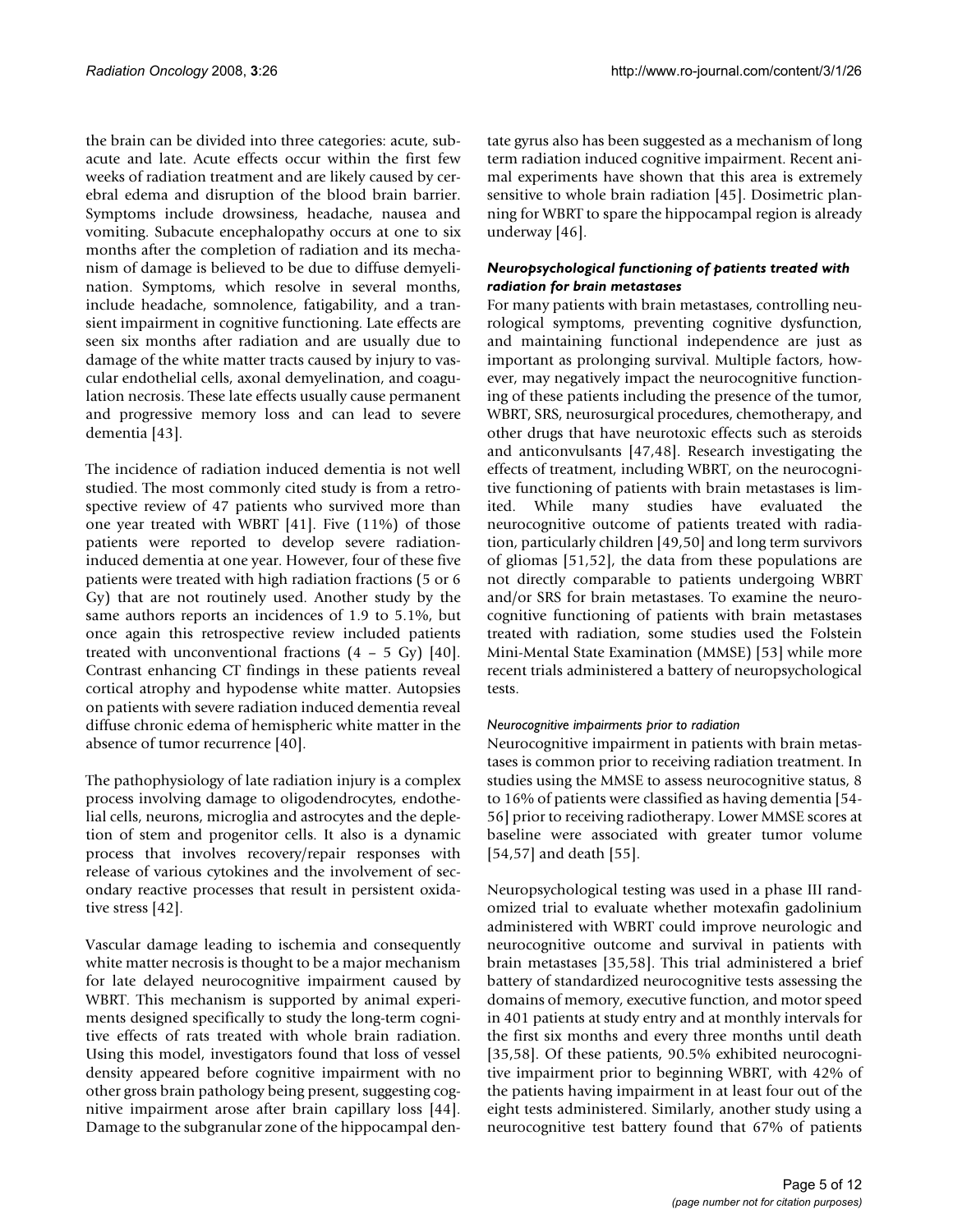the brain can be divided into three categories: acute, subacute and late. Acute effects occur within the first few weeks of radiation treatment and are likely caused by cerebral edema and disruption of the blood brain barrier. Symptoms include drowsiness, headache, nausea and vomiting. Subacute encephalopathy occurs at one to six months after the completion of radiation and its mechanism of damage is believed to be due to diffuse demyelination. Symptoms, which resolve in several months, include headache, somnolence, fatigability, and a transient impairment in cognitive functioning. Late effects are seen six months after radiation and are usually due to damage of the white matter tracts caused by injury to vascular endothelial cells, axonal demyelination, and coagulation necrosis. These late effects usually cause permanent and progressive memory loss and can lead to severe dementia [43].

The incidence of radiation induced dementia is not well studied. The most commonly cited study is from a retrospective review of 47 patients who survived more than one year treated with WBRT [41]. Five (11%) of those patients were reported to develop severe radiation-induced dementia at one year. However, four of these five patients were treated with high radiation fractions (5 or 6 Gy) that are not routinely used. Another study by the same authors reports an incidences of 1.9 to 5.1%, but once again this retrospective review included patients treated with unconventional fractions (4 – 5 Gy) [40]. Contrast enhancing CT findings in these patients reveal cortical atrophy and hypodense white matter. Autopsies on patients with severe radiation induced dementia reveal diffuse chronic edema of hemispheric white matter in the absence of tumor recurrence [40].

The pathophysiology of late radiation injury is a complex process involving damage to oligodendrocytes, endothelial cells, neurons, microglia and astrocytes and the depletion of stem and progenitor cells. It also is a dynamic process that involves recovery/repair responses with release of various cytokines and the involvement of secondary reactive processes that result in persistent oxidative stress [42].

Vascular damage leading to ischemia and consequently white matter necrosis is thought to be a major mechanism for late delayed neurocognitive impairment caused by WBRT. This mechanism is supported by animal experiments designed specifically to study the long-term cognitive effects of rats treated with whole brain radiation. Using this model, investigators found that loss of vessel density appeared before cognitive impairment with no other gross brain pathology being present, suggesting cognitive impairment arose after brain capillary loss [44]. Damage to the subgranular zone of the hippocampal dentate gyrus also has been suggested as a mechanism of long term radiation induced cognitive impairment. Recent animal experiments have shown that this area is extremely sensitive to whole brain radiation [45]. Dosimetric planning for WBRT to spare the hippocampal region is already underway [46].

### *Neuropsychological functioning of patients treated with radiation for brain metastases*

For many patients with brain metastases, controlling neurological symptoms, preventing cognitive dysfunction, and maintaining functional independence are just as important as prolonging survival. Multiple factors, however, may negatively impact the neurocognitive functioning of these patients including the presence of the tumor, WBRT, SRS, neurosurgical procedures, chemotherapy, and other drugs that have neurotoxic effects such as steroids and anticonvulsants [47,48]. Research investigating the effects of treatment, including WBRT, on the neurocognitive functioning of patients with brain metastases is limited. While many studies have evaluated the neurocognitive outcome of patients treated with radiation, particularly children [49,50] and long term survivors of gliomas [51,52], the data from these populations are not directly comparable to patients undergoing WBRT and/or SRS for brain metastases. To examine the neurocognitive functioning of patients with brain metastases treated with radiation, some studies used the Folstein Mini-Mental State Examination (MMSE) [53] while more recent trials administered a battery of neuropsychological tests.

#### *Neurocognitive impairments prior to radiation*

Neurocognitive impairment in patients with brain metastases is common prior to receiving radiation treatment. In studies using the MMSE to assess neurocognitive status, 8 to 16% of patients were classified as having dementia [54-56] prior to receiving radiotherapy. Lower MMSE scores at baseline were associated with greater tumor volume [54,57] and death [55].

Neuropsychological testing was used in a phase III randomized trial to evaluate whether motexafin gadolinium administered with WBRT could improve neurologic and neurocognitive outcome and survival in patients with brain metastases [35,58]. This trial administered a brief battery of standardized neurocognitive tests assessing the domains of memory, executive function, and motor speed in 401 patients at study entry and at monthly intervals for the first six months and every three months until death [35,58]. Of these patients, 90.5% exhibited neurocognitive impairment prior to beginning WBRT, with 42% of the patients having impairment in at least four out of the eight tests administered. Similarly, another study using a neurocognitive test battery found that 67% of patients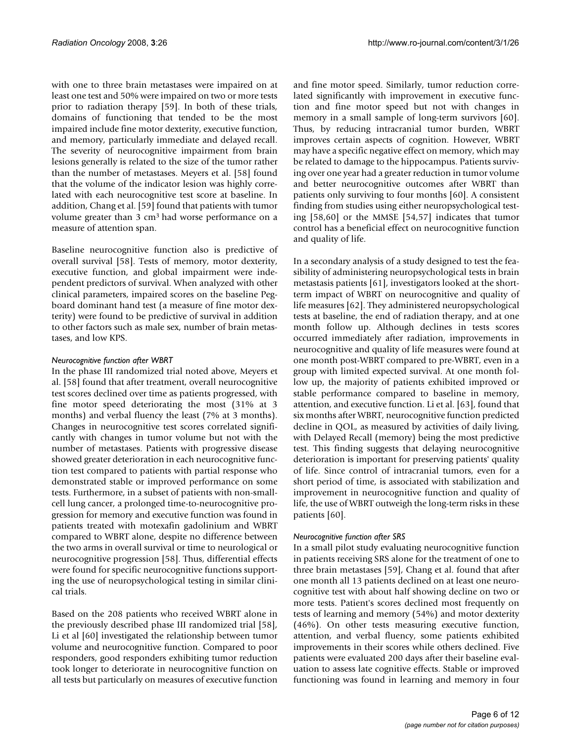with one to three brain metastases were impaired on at least one test and 50% were impaired on two or more tests prior to radiation therapy [59]. In both of these trials, domains of functioning that tended to be the most impaired include fine motor dexterity, executive function, and memory, particularly immediate and delayed recall. The severity of neurocognitive impairment from brain lesions generally is related to the size of the tumor rather than the number of metastases. Meyers et al. [58] found that the volume of the indicator lesion was highly correlated with each neurocognitive test score at baseline. In addition, Chang et al. [59] found that patients with tumor volume greater than 3 $cm^3$ had worse performance on a measure of attention span.

Baseline neurocognitive function also is predictive of overall survival [58]. Tests of memory, motor dexterity, executive function, and global impairment were independent predictors of survival. When analyzed with other clinical parameters, impaired scores on the baseline Pegboard dominant hand test (a measure of fine motor dexterity) were found to be predictive of survival in addition to other factors such as male sex, number of brain metastases, and low KPS.

*Neurocognitive function after WBRT*

In the phase III randomized trial noted above, Meyers et al. [58] found that after treatment, overall neurocognitive test scores declined over time as patients progressed, with fine motor speed deteriorating the most (31% at 3 months) and verbal fluency the least (7% at 3 months). Changes in neurocognitive test scores correlated significantly with changes in tumor volume but not with the number of metastases. Patients with progressive disease showed greater deterioration in each neurocognitive function test compared to patients with partial response who demonstrated stable or improved performance on some tests. Furthermore, in a subset of patients with non-small-cell lung cancer, a prolonged time-to-neurocognitive progression for memory and executive function was found in patients treated with motexafin gadolinium and WBRT compared to WBRT alone, despite no difference between the two arms in overall survival or time to neurological or neurocognitive progression [58]. Thus, differential effects were found for specific neurocognitive functions supporting the use of neuropsychological testing in similar clinical trials.

Based on the 208 patients who received WBRT alone in the previously described phase III randomized trial [58], Li et al [60] investigated the relationship between tumor volume and neurocognitive function. Compared to poor responders, good responders exhibiting tumor reduction took longer to deteriorate in neurocognitive function on all tests but particularly on measures of executive function and fine motor speed. Similarly, tumor reduction correlated significantly with improvement in executive function and fine motor speed but not with changes in memory in a small sample of long-term survivors [60]. Thus, by reducing intracranial tumor burden, WBRT improves certain aspects of cognition. However, WBRT may have a specific negative effect on memory, which may be related to damage to the hippocampus. Patients surviving over one year had a greater reduction in tumor volume and better neurocognitive outcomes after WBRT than patients only surviving to four months [60]. A consistent finding from studies using either neuropsychological testing [58,60] or the MMSE [54,57] indicates that tumor control has a beneficial effect on neurocognitive function and quality of life.

In a secondary analysis of a study designed to test the feasibility of administering neuropsychological tests in brain metastasis patients [61], investigators looked at the short-term impact of WBRT on neurocognitive and quality of life measures [62]. They administered neuropsychological tests at baseline, the end of radiation therapy, and at one month follow up. Although declines in tests scores occurred immediately after radiation, improvements in neurocognitive and quality of life measures were found at one month post-WBRT compared to pre-WBRT, even in a group with limited expected survival. At one month follow up, the majority of patients exhibited improved or stable performance compared to baseline in memory, attention, and executive function. Li et al. [63], found that six months after WBRT, neurocognitive function predicted decline in QOL, as measured by activities of daily living, with Delayed Recall (memory) being the most predictive test. This finding suggests that delaying neurocognitive deterioration is important for preserving patients' quality of life. Since control of intracranial tumors, even for a short period of time, is associated with stabilization and improvement in neurocognitive function and quality of life, the use of WBRT outweigh the long-term risks in these patients [60].

*Neurocognitive function after SRS*

In a small pilot study evaluating neurocognitive function in patients receiving SRS alone for the treatment of one to three brain metastases [59], Chang et al. found that after one month all 13 patients declined on at least one neurocognitive test with about half showing decline on two or more tests. Patient's scores declined most frequently on tests of learning and memory (54%) and motor dexterity (46%). On other tests measuring executive function, attention, and verbal fluency, some patients exhibited improvements in their scores while others declined. Five patients were evaluated 200 days after their baseline evaluation to assess late cognitive effects. Stable or improved functioning was found in learning and memory in four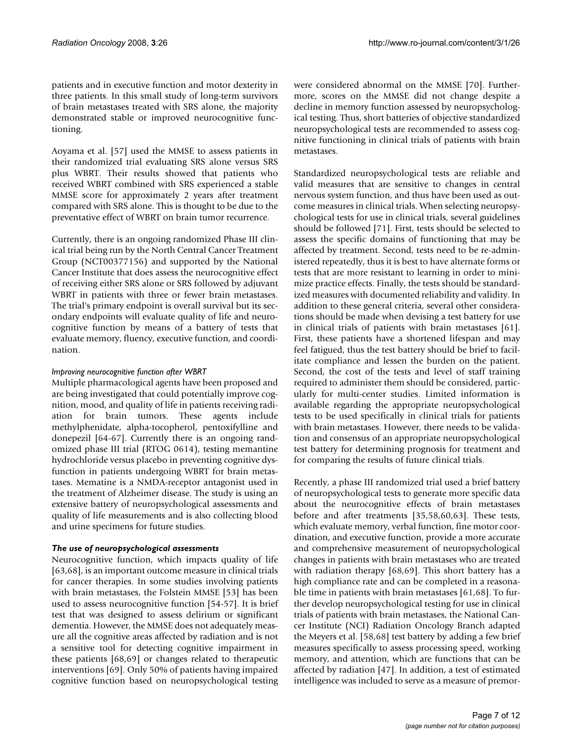patients and in executive function and motor dexterity in three patients. In this small study of long-term survivors of brain metastases treated with SRS alone, the majority demonstrated stable or improved neurocognitive functioning.

Aoyama et al. [57] used the MMSE to assess patients in their randomized trial evaluating SRS alone versus SRS plus WBRT. Their results showed that patients who received WBRT combined with SRS experienced a stable MMSE score for approximately 2 years after treatment compared with SRS alone. This is thought to be due to the preventative effect of WBRT on brain tumor recurrence.

Currently, there is an ongoing randomized Phase III clinical trial being run by the North Central Cancer Treatment Group (NCT00377156) and supported by the National Cancer Institute that does assess the neurocognitive effect of receiving either SRS alone or SRS followed by adjuvant WBRT in patients with three or fewer brain metastases. The trial's primary endpoint is overall survival but its secondary endpoints will evaluate quality of life and neurocognitive function by means of a battery of tests that evaluate memory, fluency, executive function, and coordination.

#### *Improving neurocognitive function after WBRT*

Multiple pharmacological agents have been proposed and are being investigated that could potentially improve cognition, mood, and quality of life in patients receiving radiation for brain tumors. These agents include methylphenidate, alpha-tocopherol, pentoxifylline and donepezil [64-67]. Currently there is an ongoing randomized phase III trial (RTOG 0614), testing memantine hydrochloride versus placebo in preventing cognitive dysfunction in patients undergoing WBRT for brain metastases. Mematine is a NMDA-receptor antagonist used in the treatment of Alzheimer disease. The study is using an extensive battery of neuropsychological assessments and quality of life measurements and is also collecting blood and urine specimens for future studies.

### *The use of neuropsychological assessments*

Neurocognitive function, which impacts quality of life [63,68], is an important outcome measure in clinical trials for cancer therapies. In some studies involving patients with brain metastases, the Folstein MMSE [53] has been used to assess neurocognitive function [54-57]. It is brief test that was designed to assess delirium or significant dementia. However, the MMSE does not adequately measure all the cognitive areas affected by radiation and is not a sensitive tool for detecting cognitive impairment in these patients [68,69] or changes related to therapeutic interventions [69]. Only 50% of patients having impaired cognitive function based on neuropsychological testing were considered abnormal on the MMSE [70]. Furthermore, scores on the MMSE did not change despite a decline in memory function assessed by neuropsychological testing. Thus, short batteries of objective standardized neuropsychological tests are recommended to assess cognitive functioning in clinical trials of patients with brain metastases.

Standardized neuropsychological tests are reliable and valid measures that are sensitive to changes in central nervous system function, and thus have been used as outcome measures in clinical trials. When selecting neuropsychological tests for use in clinical trials, several guidelines should be followed [71]. First, tests should be selected to assess the specific domains of functioning that may be affected by treatment. Second, tests need to be re-administered repeatedly, thus it is best to have alternate forms or tests that are more resistant to learning in order to minimize practice effects. Finally, the tests should be standardized measures with documented reliability and validity. In addition to these general criteria, several other considerations should be made when devising a test battery for use in clinical trials of patients with brain metastases [61]. First, these patients have a shortened lifespan and may feel fatigued, thus the test battery should be brief to facilitate compliance and lessen the burden on the patient. Second, the cost of the tests and level of staff training required to administer them should be considered, particularly for multi-center studies. Limited information is available regarding the appropriate neuropsychological tests to be used specifically in clinical trials for patients with brain metastases. However, there needs to be validation and consensus of an appropriate neuropsychological test battery for determining prognosis for treatment and for comparing the results of future clinical trials.

Recently, a phase III randomized trial used a brief battery of neuropsychological tests to generate more specific data about the neurocognitive effects of brain metastases before and after treatments [35,58,60,63]. These tests, which evaluate memory, verbal function, fine motor coordination, and executive function, provide a more accurate and comprehensive measurement of neuropsychological changes in patients with brain metastases who are treated with radiation therapy [68,69]. This short battery has a high compliance rate and can be completed in a reasonable time in patients with brain metastases [61,68]. To further develop neuropsychological testing for use in clinical trials of patients with brain metastases, the National Cancer Institute (NCI) Radiation Oncology Branch adapted the Meyers et al. [58,68] test battery by adding a few brief measures specifically to assess processing speed, working memory, and attention, which are functions that can be affected by radiation [47]. In addition, a test of estimated intelligence was included to serve as a measure of premor-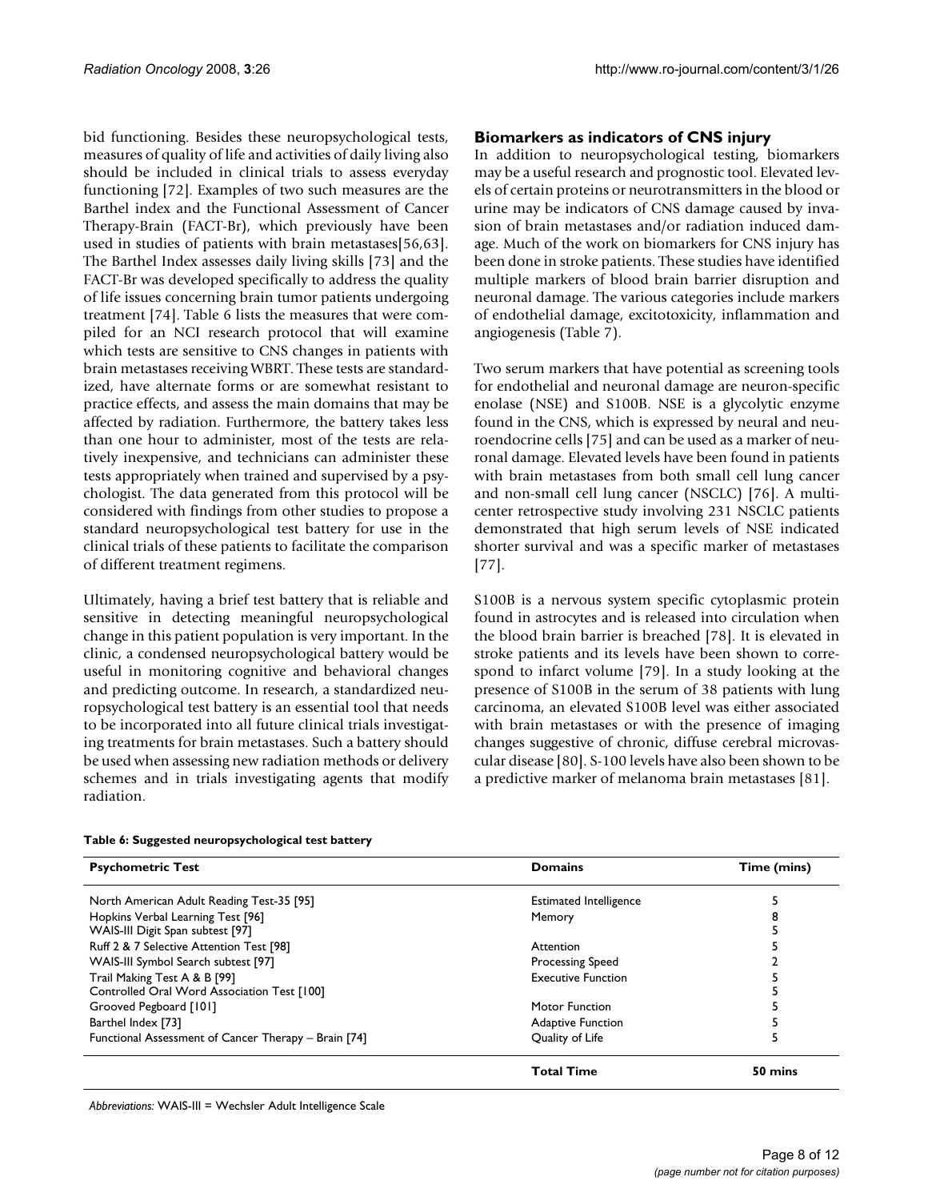bid functioning. Besides these neuropsychological tests, measures of quality of life and activities of daily living also should be included in clinical trials to assess everyday functioning [72]. Examples of two such measures are the Barthel index and the Functional Assessment of Cancer Therapy-Brain (FACT-Br), which previously have been used in studies of patients with brain metastases[56,63]. The Barthel Index assesses daily living skills [73] and the FACT-Br was developed specifically to address the quality of life issues concerning brain tumor patients undergoing treatment [74]. Table 6 lists the measures that were compiled for an NCI research protocol that will examine which tests are sensitive to CNS changes in patients with brain metastases receiving WBRT. These tests are standardized, have alternate forms or are somewhat resistant to practice effects, and assess the main domains that may be affected by radiation. Furthermore, the battery takes less than one hour to administer, most of the tests are relatively inexpensive, and technicians can administer these tests appropriately when trained and supervised by a psychologist. The data generated from this protocol will be considered with findings from other studies to propose a standard neuropsychological test battery for use in the clinical trials of these patients to facilitate the comparison of different treatment regimens.

Ultimately, having a brief test battery that is reliable and sensitive in detecting meaningful neuropsychological change in this patient population is very important. In the clinic, a condensed neuropsychological battery would be useful in monitoring cognitive and behavioral changes and predicting outcome. In research, a standardized neuropsychological test battery is an essential tool that needs to be incorporated into all future clinical trials investigating treatments for brain metastases. Such a battery should be used when assessing new radiation methods or delivery schemes and in trials investigating agents that modify radiation.

## Biomarkers as indicators of CNS injury

In addition to neuropsychological testing, biomarkers may be a useful research and prognostic tool. Elevated levels of certain proteins or neurotransmitters in the blood or urine may be indicators of CNS damage caused by invasion of brain metastases and/or radiation induced damage. Much of the work on biomarkers for CNS injury has been done in stroke patients. These studies have identified multiple markers of blood brain barrier disruption and neuronal damage. The various categories include markers of endothelial damage, excitotoxicity, inflammation and angiogenesis (Table 7).

Two serum markers that have potential as screening tools for endothelial and neuronal damage are neuron-specific enolase (NSE) and S100B. NSE is a glycolytic enzyme found in the CNS, which is expressed by neural and neuroendocrine cells [75] and can be used as a marker of neuronal damage. Elevated levels have been found in patients with brain metastases from both small cell lung cancer and non-small cell lung cancer (NSCLC) [76]. A multicenter retrospective study involving 231 NSCLC patients demonstrated that high serum levels of NSE indicated shorter survival and was a specific marker of metastases [77].

S100B is a nervous system specific cytoplasmic protein found in astrocytes and is released into circulation when the blood brain barrier is breached [78]. It is elevated in stroke patients and its levels have been shown to correspond to infarct volume [79]. In a study looking at the presence of S100B in the serum of 38 patients with lung carcinoma, an elevated S100B level was either associated with brain metastases or with the presence of imaging changes suggestive of chronic, diffuse cerebral microvascular disease [80]. S-100 levels have also been shown to be a predictive marker of melanoma brain metastases [81].

**Table 6: Suggested neuropsychological test battery**

| Psychometric Test | Domains | Time (mins) |
| --- | --- | --- |
| North American Adult Reading Test-35 [95] | Estimated Intelligence | 5 |
| Hopkins Verbal Learning Test [96] | Memory | 8 |
| WAIS-III Digit Span subtest [97] | | 5 |
| Ruff 2 & 7 Selective Attention Test [98] | Attention | 5 |
| WAIS-III Symbol Search subtest [97] | Processing Speed | 2 |
| Trail Making Test A & B [99] | Executive Function | 5 |
| Controlled Oral Word Association Test [100] | | 5 |
| Grooved Pegboard [101] | Motor Function | 5 |
| Barthel Index [73] | Adaptive Function | 5 |
| Functional Assessment of Cancer Therapy – Brain [74] | Quality of Life | 5 |
| | **Total Time** | **50 mins** |

*Abbreviations:* WAIS-III = Wechsler Adult Intelligence Scale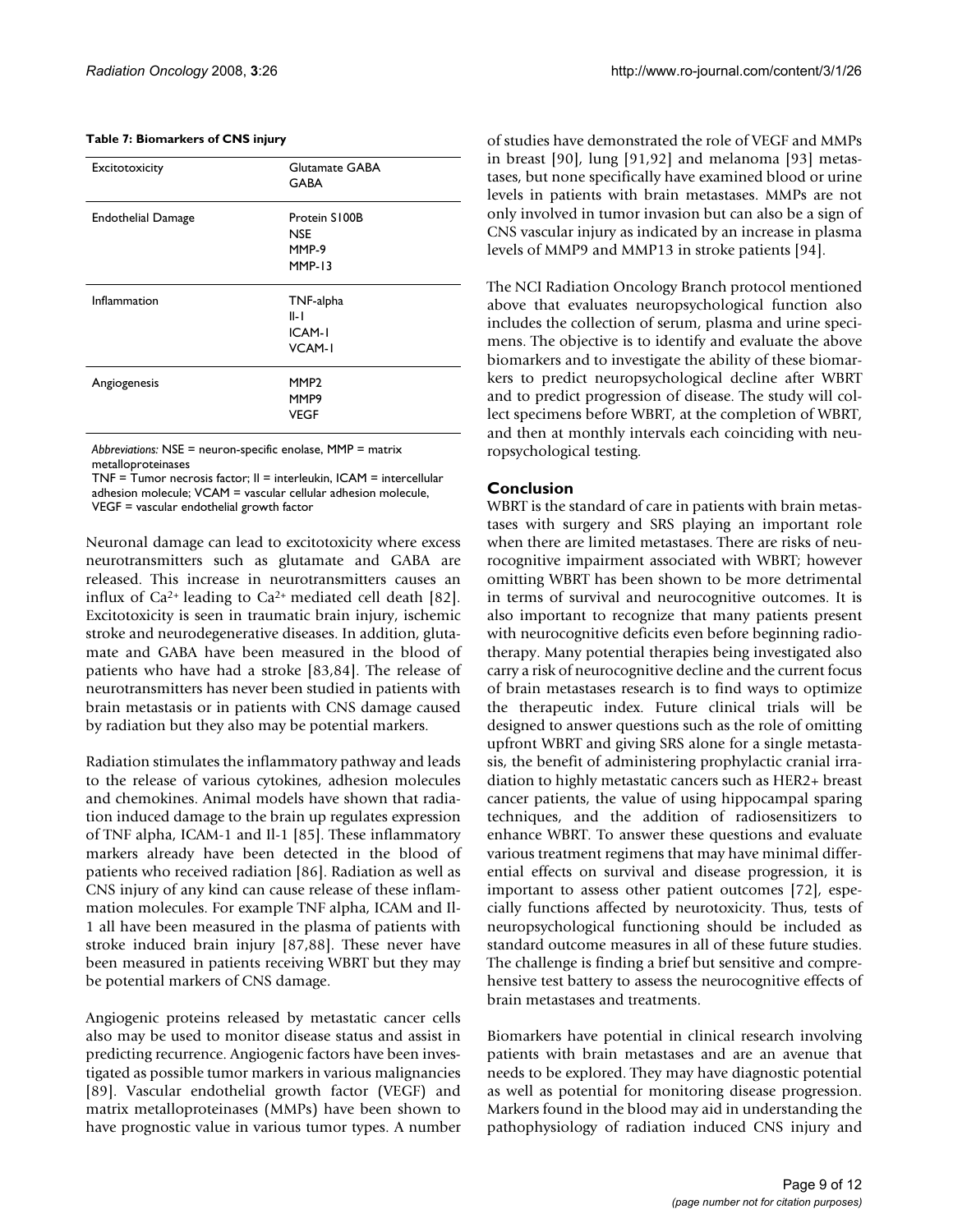**Table 7: Biomarkers of CNS injury**

| | |
|---|---|
| Excitotoxicity | Glutamate GABA<br>GABA |
| Endothelial Damage | Protein S100B<br>NSE<br>MMP-9<br>MMP-13 |
| Inflammation | TNF-alpha<br>Il-1<br>ICAM-1<br>VCAM-1 |
| Angiogenesis | MMP2<br>MMP9<br>VEGF |

*Abbreviations:* NSE = neuron-specific enolase, MMP = matrix metalloproteinases
TNF = Tumor necrosis factor; Il = interleukin, ICAM = intercellular adhesion molecule; VCAM = vascular cellular adhesion molecule, VEGF = vascular endothelial growth factor

Neuronal damage can lead to excitotoxicity where excess neurotransmitters such as glutamate and GABA are released. This increase in neurotransmitters causes an influx of $Ca^{2+}$ leading to $Ca^{2+}$ mediated cell death [82]. Excitotoxicity is seen in traumatic brain injury, ischemic stroke and neurodegenerative diseases. In addition, glutamate and GABA have been measured in the blood of patients who have had a stroke [83,84]. The release of neurotransmitters has never been studied in patients with brain metastasis or in patients with CNS damage caused by radiation but they also may be potential markers.

Radiation stimulates the inflammatory pathway and leads to the release of various cytokines, adhesion molecules and chemokines. Animal models have shown that radiation induced damage to the brain up regulates expression of TNF alpha, ICAM-1 and Il-1 [85]. These inflammatory markers already have been detected in the blood of patients who received radiation [86]. Radiation as well as CNS injury of any kind can cause release of these inflammation molecules. For example TNF alpha, ICAM and Il-1 all have been measured in the plasma of patients with stroke induced brain injury [87,88]. These never have been measured in patients receiving WBRT but they may be potential markers of CNS damage.

Angiogenic proteins released by metastatic cancer cells also may be used to monitor disease status and assist in predicting recurrence. Angiogenic factors have been investigated as possible tumor markers in various malignancies [89]. Vascular endothelial growth factor (VEGF) and matrix metalloproteinases (MMPs) have been shown to have prognostic value in various tumor types. A number of studies have demonstrated the role of VEGF and MMPs in breast [90], lung [91,92] and melanoma [93] metastases, but none specifically have examined blood or urine levels in patients with brain metastases. MMPs are not only involved in tumor invasion but can also be a sign of CNS vascular injury as indicated by an increase in plasma levels of MMP9 and MMP13 in stroke patients [94].

The NCI Radiation Oncology Branch protocol mentioned above that evaluates neuropsychological function also includes the collection of serum, plasma and urine specimens. The objective is to identify and evaluate the above biomarkers and to investigate the ability of these biomarkers to predict neuropsychological decline after WBRT and to predict progression of disease. The study will collect specimens before WBRT, at the completion of WBRT, and then at monthly intervals each coinciding with neuropsychological testing.

## Conclusion

WBRT is the standard of care in patients with brain metastases with surgery and SRS playing an important role when there are limited metastases. There are risks of neurocognitive impairment associated with WBRT; however omitting WBRT has been shown to be more detrimental in terms of survival and neurocognitive outcomes. It is also important to recognize that many patients present with neurocognitive deficits even before beginning radiotherapy. Many potential therapies being investigated also carry a risk of neurocognitive decline and the current focus of brain metastases research is to find ways to optimize the therapeutic index. Future clinical trials will be designed to answer questions such as the role of omitting upfront WBRT and giving SRS alone for a single metastasis, the benefit of administering prophylactic cranial irradiation to highly metastatic cancers such as HER2+ breast cancer patients, the value of using hippocampal sparing techniques, and the addition of radiosensitizers to enhance WBRT. To answer these questions and evaluate various treatment regimens that may have minimal differential effects on survival and disease progression, it is important to assess other patient outcomes [72], especially functions affected by neurotoxicity. Thus, tests of neuropsychological functioning should be included as standard outcome measures in all of these future studies. The challenge is finding a brief but sensitive and comprehensive test battery to assess the neurocognitive effects of brain metastases and treatments.

Biomarkers have potential in clinical research involving patients with brain metastases and are an avenue that needs to be explored. They may have diagnostic potential as well as potential for monitoring disease progression. Markers found in the blood may aid in understanding the pathophysiology of radiation induced CNS injury and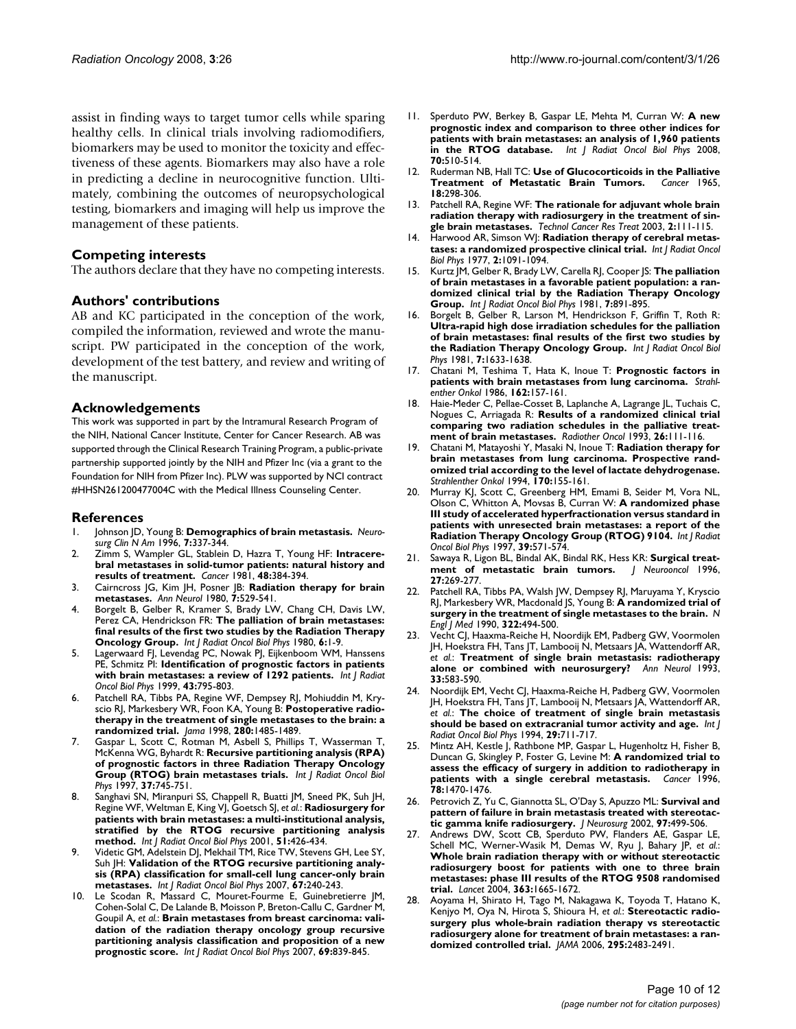assist in finding ways to target tumor cells while sparing healthy cells. In clinical trials involving radiomodifiers, biomarkers may be used to monitor the toxicity and effectiveness of these agents. Biomarkers may also have a role in predicting a decline in neurocognitive function. Ultimately, combining the outcomes of neuropsychological testing, biomarkers and imaging will help us improve the management of these patients.

## Competing interests

The authors declare that they have no competing interests.

## Authors' contributions

AB and KC participated in the conception of the work, compiled the information, reviewed and wrote the manuscript. PW participated in the conception of the work, development of the test battery, and review and writing of the manuscript.

## Acknowledgements

This work was supported in part by the Intramural Research Program of the NIH, National Cancer Institute, Center for Cancer Research. AB was supported through the Clinical Research Training Program, a public-private partnership supported jointly by the NIH and Pfizer Inc (via a grant to the Foundation for NIH from Pfizer Inc). PLW was supported by NCI contract #HHSN261200477004C with the Medical Illness Counseling Center.

## References

1. Johnson JD, Young B: **Demographics of brain metastasis.** *Neurosurg Clin N Am* 1996, **7:**337-344.
2. Zimm S, Wampler GL, Stablein D, Hazra T, Young HF: **Intracerebral metastases in solid-tumor patients: natural history and results of treatment.** *Cancer* 1981, **48:**384-394.
3. Cairncross JG, Kim JH, Posner JB: **Radiation therapy for brain metastases.** *Ann Neurol* 1980, **7:**529-541.
4. Borgelt B, Gelber R, Kramer S, Brady LW, Chang CH, Davis LW, Perez CA, Hendrickson FR: **The palliation of brain metastases: final results of the first two studies by the Radiation Therapy Oncology Group.** *Int J Radiat Oncol Biol Phys* 1980, **6:**1-9.
5. Lagerwaard FJ, Levendag PC, Nowak PJ, Eijkenboom WM, Hanssens PE, Schmitz PI: **Identification of prognostic factors in patients with brain metastases: a review of 1292 patients.** *Int J Radiat Oncol Biol Phys* 1999, **43:**795-803.
6. Patchell RA, Tibbs PA, Regine WF, Dempsey RJ, Mohiuddin M, Kryscio RJ, Markesbery WR, Foon KA, Young B: **Postoperative radiotherapy in the treatment of single metastases to the brain: a randomized trial.** *Jama* 1998, **280:**1485-1489.
7. Gaspar L, Scott C, Rotman M, Asbell S, Phillips T, Wasserman T, McKenna WG, Byhardt R: **Recursive partitioning analysis (RPA) of prognostic factors in three Radiation Therapy Oncology Group (RTOG) brain metastases trials.** *Int J Radiat Oncol Biol Phys* 1997, **37:**745-751.
8. Sanghavi SN, Miranpuri SS, Chappell R, Buatti JM, Sneed PK, Suh JH, Regine WF, Weltman E, King VJ, Goetsch SJ, *et al.*: **Radiosurgery for patients with brain metastases: a multi-institutional analysis, stratified by the RTOG recursive partitioning analysis method.** *Int J Radiat Oncol Biol Phys* 2001, **51:**426-434.
9. Videtic GM, Adelstein DJ, Mekhail TM, Rice TW, Stevens GH, Lee SY, Suh JH: **Validation of the RTOG recursive partitioning analysis (RPA) classification for small-cell lung cancer-only brain metastases.** *Int J Radiat Oncol Biol Phys* 2007, **67:**240-243.
10. Le Scodan R, Massard C, Mouret-Fourme E, Guinebretierre JM, Cohen-Solal C, De Lalande B, Moisson P, Breton-Callu C, Gardner M, Goupil A, *et al.*: **Brain metastases from breast carcinoma: validation of the radiation therapy oncology group recursive partitioning analysis classification and proposition of a new prognostic score.** *Int J Radiat Oncol Biol Phys* 2007, **69:**839-845.
11. Sperduto PW, Berkey B, Gaspar LE, Mehta M, Curran W: **A new prognostic index and comparison to three other indices for patients with brain metastases: an analysis of 1,960 patients in the RTOG database.** *Int J Radiat Oncol Biol Phys* 2008, **70:**510-514.
12. Ruderman NB, Hall TC: **Use of Glucocorticoids in the Palliative Treatment of Metastatic Brain Tumors.** *Cancer* 1965, **18:**298-306.
13. Patchell RA, Regine WF: **The rationale for adjuvant whole brain radiation therapy with radiosurgery in the treatment of single brain metastases.** *Technol Cancer Res Treat* 2003, **2:**111-115.
14. Harwood AR, Simson WJ: **Radiation therapy of cerebral metastases: a randomized prospective clinical trial.** *Int J Radiat Oncol Biol Phys* 1977, **2:**1091-1094.
15. Kurtz JM, Gelber R, Brady LW, Carella RJ, Cooper JS: **The palliation of brain metastases in a favorable patient population: a randomized clinical trial by the Radiation Therapy Oncology Group.** *Int J Radiat Oncol Biol Phys* 1981, **7:**891-895.
16. Borgelt B, Gelber R, Larson M, Hendrickson F, Griffin T, Roth R: **Ultra-rapid high dose irradiation schedules for the palliation of brain metastases: final results of the first two studies by the Radiation Therapy Oncology Group.** *Int J Radiat Oncol Biol Phys* 1981, **7:**1633-1638.
17. Chatani M, Teshima T, Hata K, Inoue T: **Prognostic factors in patients with brain metastases from lung carcinoma.** *Strahlenther Onkol* 1986, **162:**157-161.
18. Haie-Meder C, Pellae-Cosset B, Laplanche A, Lagrange JL, Tuchais C, Nogues C, Arriagada R: **Results of a randomized clinical trial comparing two radiation schedules in the palliative treatment of brain metastases.** *Radiother Oncol* 1993, **26:**111-116.
19. Chatani M, Matayoshi Y, Masaki N, Inoue T: **Radiation therapy for brain metastases from lung carcinoma. Prospective randomized trial according to the level of lactate dehydrogenase.** *Strahlenther Onkol* 1994, **170:**155-161.
20. Murray KJ, Scott C, Greenberg HM, Emami B, Seider M, Vora NL, Olson C, Whitton A, Movsas B, Curran W: **A randomized phase III study of accelerated hyperfractionation versus standard in patients with unresected brain metastases: a report of the Radiation Therapy Oncology Group (RTOG) 9104.** *Int J Radiat Oncol Biol Phys* 1997, **39:**571-574.
21. Sawaya R, Ligon BL, Bindal AK, Bindal RK, Hess KR: **Surgical treatment of metastatic brain tumors.** *J Neurooncol* 1996, **27:**269-277.
22. Patchell RA, Tibbs PA, Walsh JW, Dempsey RJ, Maruyama Y, Kryscio RJ, Markesbery WR, Macdonald JS, Young B: **A randomized trial of surgery in the treatment of single metastases to the brain.** *N Engl J Med* 1990, **322:**494-500.
23. Vecht CJ, Haaxma-Reiche H, Noordijk EM, Padberg GW, Voormolen JH, Hoekstra FH, Tans JT, Lambooij N, Metsaars JA, Wattendorff AR, *et al.*: **Treatment of single brain metastasis: radiotherapy alone or combined with neurosurgery?** *Ann Neurol* 1993, **33:**583-590.
24. Noordijk EM, Vecht CJ, Haaxma-Reiche H, Padberg GW, Voormolen JH, Hoekstra FH, Tans JT, Lambooij N, Metsaars JA, Wattendorff AR, *et al.*: **The choice of treatment of single brain metastasis should be based on extracranial tumor activity and age.** *Int J Radiat Oncol Biol Phys* 1994, **29:**711-717.
25. Mintz AH, Kestle J, Rathbone MP, Gaspar L, Hugenholtz H, Fisher B, Duncan G, Skingley P, Foster G, Levine M: **A randomized trial to assess the efficacy of surgery in addition to radiotherapy in patients with a single cerebral metastasis.** *Cancer* 1996, **78:**1470-1476.
26. Petrovich Z, Yu C, Giannotta SL, O'Day S, Apuzzo ML: **Survival and pattern of failure in brain metastasis treated with stereotactic gamma knife radiosurgery.** *J Neurosurg* 2002, **97:**499-506.
27. Andrews DW, Scott CB, Sperduto PW, Flanders AE, Gaspar LE, Schell MC, Werner-Wasik M, Demas W, Ryu J, Bahary JP, *et al.*: **Whole brain radiation therapy with or without stereotactic radiosurgery boost for patients with one to three brain metastases: phase III results of the RTOG 9508 randomised trial.** *Lancet* 2004, **363:**1665-1672.
28. Aoyama H, Shirato H, Tago M, Nakagawa K, Toyoda T, Hatano K, Kenjyo M, Oya N, Hirota S, Shioura H, *et al.*: **Stereotactic radiosurgery plus whole-brain radiation therapy vs stereotactic radiosurgery alone for treatment of brain metastases: a randomized controlled trial.** *JAMA* 2006, **295:**2483-2491.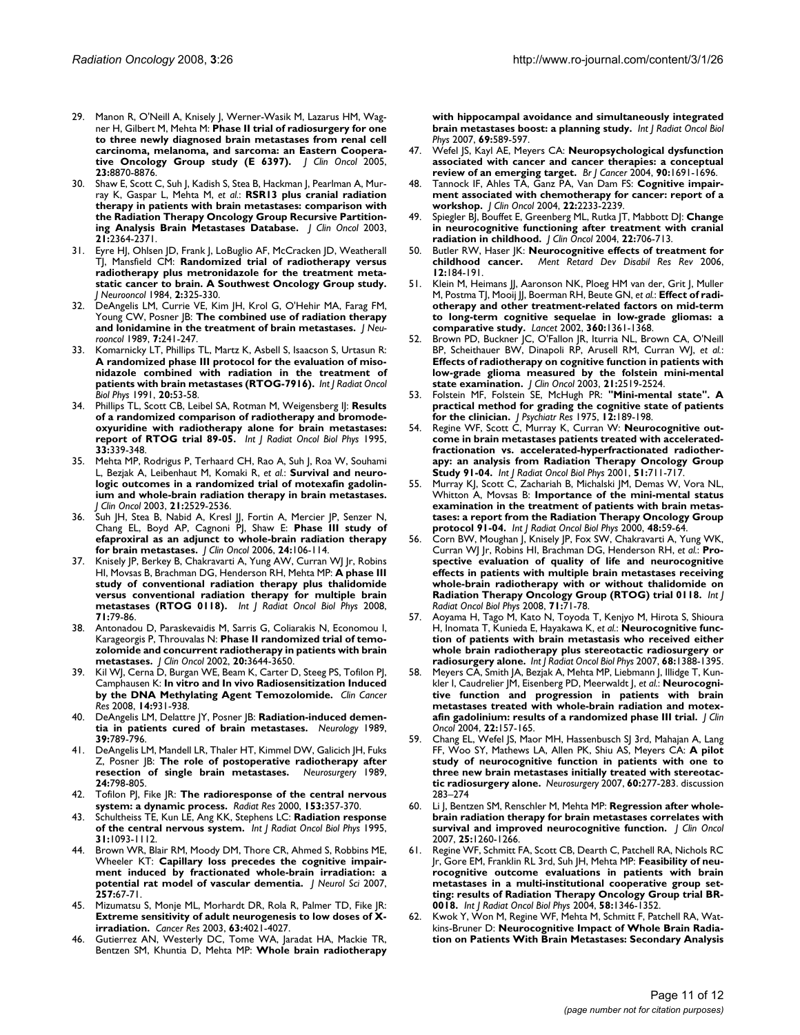29. Manon R, O'Neill A, Knisely J, Werner-Wasik M, Lazarus HM, Wagner H, Gilbert M, Mehta M: **Phase II trial of radiosurgery for one to three newly diagnosed brain metastases from renal cell carcinoma, melanoma, and sarcoma: an Eastern Cooperative Oncology Group study (E 6397).** *J Clin Oncol* 2005, **23:**8870-8876.
30. Shaw E, Scott C, Suh J, Kadish S, Stea B, Hackman J, Pearlman A, Murray K, Gaspar L, Mehta M, *et al.*: **RSR13 plus cranial radiation therapy in patients with brain metastases: comparison with the Radiation Therapy Oncology Group Recursive Partitioning Analysis Brain Metastases Database.** *J Clin Oncol* 2003, **21:**2364-2371.
31. Eyre HJ, Ohlsen JD, Frank J, LoBuglio AF, McCracken JD, Weatherall TJ, Mansfield CM: **Randomized trial of radiotherapy versus radiotherapy plus metronidazole for the treatment metastatic cancer to brain. A Southwest Oncology Group study.** *J Neurooncol* 1984, **2:**325-330.
32. DeAngelis LM, Currie VE, Kim JH, Krol G, O'Hehir MA, Farag FM, Young CW, Posner JB: **The combined use of radiation therapy and lonidamine in the treatment of brain metastases.** *J Neurooncol* 1989, **7:**241-247.
33. Komarnicky LT, Phillips TL, Martz K, Asbell S, Isaacson S, Urtasun R: **A randomized phase III protocol for the evaluation of misonidazole combined with radiation in the treatment of patients with brain metastases (RTOG-7916).** *Int J Radiat Oncol Biol Phys* 1991, **20:**53-58.
34. Phillips TL, Scott CB, Leibel SA, Rotman M, Weigensberg IJ: **Results of a randomized comparison of radiotherapy and bromodeoxyuridine with radiotherapy alone for brain metastases: report of RTOG trial 89-05.** *Int J Radiat Oncol Biol Phys* 1995, **33:**339-348.
35. Mehta MP, Rodrigus P, Terhaard CH, Rao A, Suh J, Roa W, Souhami L, Bezjak A, Leibenhaut M, Komaki R, *et al.*: **Survival and neurologic outcomes in a randomized trial of motexafin gadolinium and whole-brain radiation therapy in brain metastases.** *J Clin Oncol* 2003, **21:**2529-2536.
36. Suh JH, Stea B, Nabid A, Kresl JJ, Fortin A, Mercier JP, Senzer N, Chang EL, Boyd AP, Cagnoni PJ, Shaw E: **Phase III study of efaproxiral as an adjunct to whole-brain radiation therapy for brain metastases.** *J Clin Oncol* 2006, **24:**106-114.
37. Knisely JP, Berkey B, Chakravarti A, Yung AW, Curran WJ Jr, Robins HI, Movsas B, Brachman DG, Henderson RH, Mehta MP: **A phase III study of conventional radiation therapy plus thalidomide versus conventional radiation therapy for multiple brain metastases (RTOG 0118).** *Int J Radiat Oncol Biol Phys* 2008, **71:**79-86.
38. Antonadou D, Paraskevaidis M, Sarris G, Coliarakis N, Economou I, Karageorgis P, Throuvalas N: **Phase II randomized trial of temozolomide and concurrent radiotherapy in patients with brain metastases.** *J Clin Oncol* 2002, **20:**3644-3650.
39. Kil WJ, Cerna D, Burgan WE, Beam K, Carter D, Steeg PS, Tofilon PJ, Camphausen K: **In vitro and In vivo Radiosensitization Induced by the DNA Methylating Agent Temozolomide.** *Clin Cancer Res* 2008, **14:**931-938.
40. DeAngelis LM, Delattre JY, Posner JB: **Radiation-induced dementia in patients cured of brain metastases.** *Neurology* 1989, **39:**789-796.
41. DeAngelis LM, Mandell LR, Thaler HT, Kimmel DW, Galicich JH, Fuks Z, Posner JB: **The role of postoperative radiotherapy after resection of single brain metastases.** *Neurosurgery* 1989, **24:**798-805.
42. Tofilon PJ, Fike JR: **The radioresponse of the central nervous system: a dynamic process.** *Radiat Res* 2000, **153:**357-370.
43. Schultheiss TE, Kun LE, Ang KK, Stephens LC: **Radiation response of the central nervous system.** *Int J Radiat Oncol Biol Phys* 1995, **31:**1093-1112.
44. Brown WR, Blair RM, Moody DM, Thore CR, Ahmed S, Robbins ME, Wheeler KT: **Capillary loss precedes the cognitive impairment induced by fractionated whole-brain irradiation: a potential rat model of vascular dementia.** *J Neurol Sci* 2007, **257:**67-71.
45. Mizumatsu S, Monje ML, Morhardt DR, Rola R, Palmer TD, Fike JR: **Extreme sensitivity of adult neurogenesis to low doses of X-irradiation.** *Cancer Res* 2003, **63:**4021-4027.
46. Gutierrez AN, Westerly DC, Tome WA, Jaradat HA, Mackie TR, Bentzen SM, Khuntia D, Mehta MP: **Whole brain radiotherapy with hippocampal avoidance and simultaneously integrated brain metastases boost: a planning study.** *Int J Radiat Oncol Biol Phys* 2007, **69:**589-597.
47. Wefel JS, Kayl AE, Meyers CA: **Neuropsychological dysfunction associated with cancer and cancer therapies: a conceptual review of an emerging target.** *Br J Cancer* 2004, **90:**1691-1696.
48. Tannock IF, Ahles TA, Ganz PA, Van Dam FS: **Cognitive impairment associated with chemotherapy for cancer: report of a workshop.** *J Clin Oncol* 2004, **22:**2233-2239.
49. Spiegler BJ, Bouffet E, Greenberg ML, Rutka JT, Mabbott DJ: **Change in neurocognitive functioning after treatment with cranial radiation in childhood.** *J Clin Oncol* 2004, **22:**706-713.
50. Butler RW, Haser JK: **Neurocognitive effects of treatment for childhood cancer.** *Ment Retard Dev Disabil Res Rev* 2006, **12:**184-191.
51. Klein M, Heimans JJ, Aaronson NK, Ploeg HM van der, Grit J, Muller M, Postma TJ, Mooij JJ, Boerman RH, Beute GN, *et al.*: **Effect of radiotherapy and other treatment-related factors on mid-term to long-term cognitive sequelae in low-grade gliomas: a comparative study.** *Lancet* 2002, **360:**1361-1368.
52. Brown PD, Buckner JC, O'Fallon JR, Iturria NL, Brown CA, O'Neill BP, Scheithauer BW, Dinapoli RP, Arusell RM, Curran WJ, *et al.*: **Effects of radiotherapy on cognitive function in patients with low-grade glioma measured by the folstein mini-mental state examination.** *J Clin Oncol* 2003, **21:**2519-2524.
53. Folstein MF, Folstein SE, McHugh PR: **"Mini-mental state". A practical method for grading the cognitive state of patients for the clinician.** *J Psychiatr Res* 1975, **12:**189-198.
54. Regine WF, Scott C, Murray K, Curran W: **Neurocognitive outcome in brain metastases patients treated with accelerated-fractionation vs. accelerated-hyperfractionated radiotherapy: an analysis from Radiation Therapy Oncology Group Study 91-04.** *Int J Radiat Oncol Biol Phys* 2001, **51:**711-717.
55. Murray KJ, Scott C, Zachariah B, Michalski JM, Demas W, Vora NL, Whitton A, Movsas B: **Importance of the mini-mental status examination in the treatment of patients with brain metastases: a report from the Radiation Therapy Oncology Group protocol 91-04.** *Int J Radiat Oncol Biol Phys* 2000, **48:**59-64.
56. Corn BW, Moughan J, Knisely JP, Fox SW, Chakravarti A, Yung WK, Curran WJ Jr, Robins HI, Brachman DG, Henderson RH, *et al.*: **Prospective evaluation of quality of life and neurocognitive effects in patients with multiple brain metastases receiving whole-brain radiotherapy with or without thalidomide on Radiation Therapy Oncology Group (RTOG) trial 0118.** *Int J Radiat Oncol Biol Phys* 2008, **71:**71-78.
57. Aoyama H, Tago M, Kato N, Toyoda T, Kenjyo M, Hirota S, Shioura H, Inomata T, Kunieda E, Hayakawa K, *et al.*: **Neurocognitive function of patients with brain metastasis who received either whole brain radiotherapy plus stereotactic radiosurgery or radiosurgery alone.** *Int J Radiat Oncol Biol Phys* 2007, **68:**1388-1395.
58. Meyers CA, Smith JA, Bezjak A, Mehta MP, Liebmann J, Illidge T, Kunkler I, Caudrelier JM, Eisenberg PD, Meerwaldt J, *et al.*: **Neurocognitive function and progression in patients with brain metastases treated with whole-brain radiation and motexafin gadolinium: results of a randomized phase III trial.** *J Clin Oncol* 2004, **22:**157-165.
59. Chang EL, Wefel JS, Maor MH, Hassenbusch SJ 3rd, Mahajan A, Lang FF, Woo SY, Mathews LA, Allen PK, Shiu AS, Meyers CA: **A pilot study of neurocognitive function in patients with one to three new brain metastases initially treated with stereotactic radiosurgery alone.** *Neurosurgery* 2007, **60:**277-283. discussion 283–274
60. Li J, Bentzen SM, Renschler M, Mehta MP: **Regression after whole-brain radiation therapy for brain metastases correlates with survival and improved neurocognitive function.** *J Clin Oncol* 2007, **25:**1260-1266.
61. Regine WF, Schmitt FA, Scott CB, Dearth C, Patchell RA, Nichols RC Jr, Gore EM, Franklin RL 3rd, Suh JH, Mehta MP: **Feasibility of neurocognitive outcome evaluations in patients with brain metastases in a multi-institutional cooperative group setting: results of Radiation Therapy Oncology Group trial BR-0018.** *Int J Radiat Oncol Biol Phys* 2004, **58:**1346-1352.
62. Kwok Y, Won M, Regine WF, Mehta M, Schmitt F, Patchell RA, Watkins-Bruner D: **Neurocognitive Impact of Whole Brain Radiation on Patients With Brain Metastases: Secondary Analysis**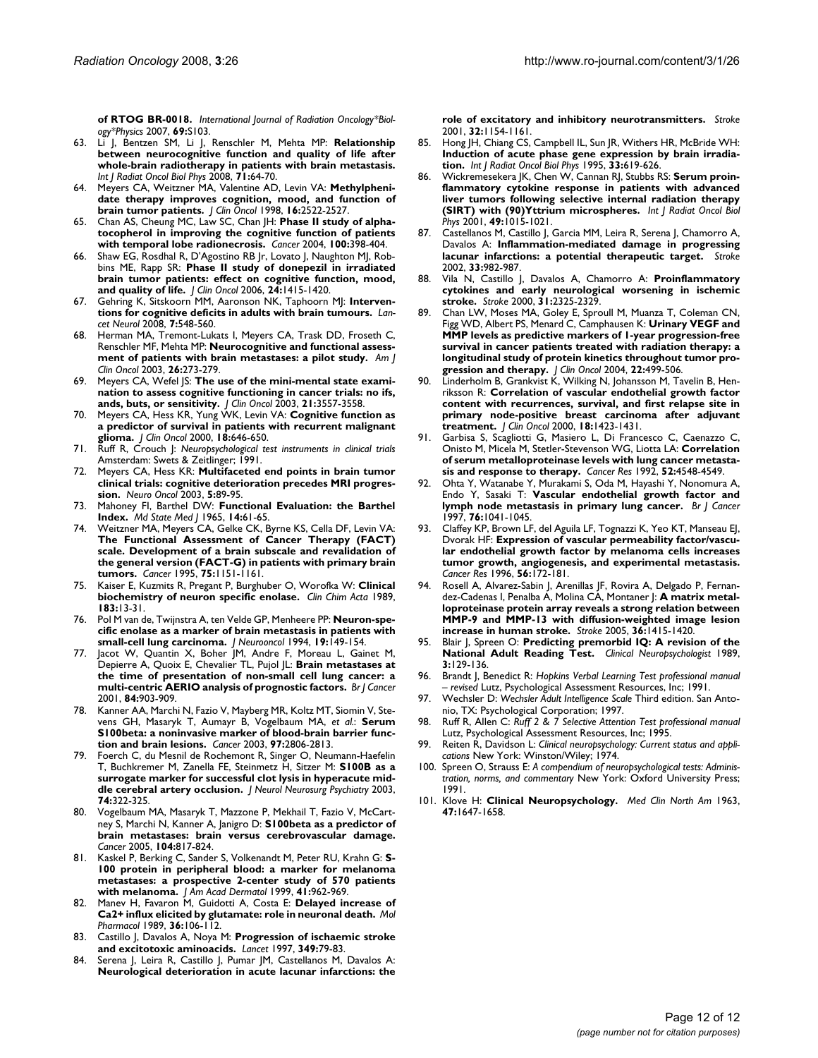**of RTOG BR-0018.** *International Journal of Radiation Oncology\*Biology\*Physics* 2007, **69:**S103.

63. Li J, Bentzen SM, Li J, Renschler M, Mehta MP: **Relationship between neurocognitive function and quality of life after whole-brain radiotherapy in patients with brain metastasis.** *Int J Radiat Oncol Biol Phys* 2008, **71:**64-70.
64. Meyers CA, Weitzner MA, Valentine AD, Levin VA: **Methylphenidate therapy improves cognition, mood, and function of brain tumor patients.** *J Clin Oncol* 1998, **16:**2522-2527.
65. Chan AS, Cheung MC, Law SC, Chan JH: **Phase II study of alpha-tocopherol in improving the cognitive function of patients with temporal lobe radionecrosis.** *Cancer* 2004, **100:**398-404.
66. Shaw EG, Rosdhal R, D'Agostino RB Jr, Lovato J, Naughton MJ, Robbins ME, Rapp SR: **Phase II study of donepezil in irradiated brain tumor patients: effect on cognitive function, mood, and quality of life.** *J Clin Oncol* 2006, **24:**1415-1420.
67. Gehring K, Sitskoorn MM, Aaronson NK, Taphoorn MJ: **Interventions for cognitive deficits in adults with brain tumours.** *Lancet Neurol* 2008, **7:**548-560.
68. Herman MA, Tremont-Lukats I, Meyers CA, Trask DD, Froseth C, Renschler MF, Mehta MP: **Neurocognitive and functional assessment of patients with brain metastases: a pilot study.** *Am J Clin Oncol* 2003, **26:**273-279.
69. Meyers CA, Wefel JS: **The use of the mini-mental state examination to assess cognitive functioning in cancer trials: no ifs, ands, buts, or sensitivity.** *J Clin Oncol* 2003, **21:**3557-3558.
70. Meyers CA, Hess KR, Yung WK, Levin VA: **Cognitive function as a predictor of survival in patients with recurrent malignant glioma.** *J Clin Oncol* 2000, **18:**646-650.
71. Ruff R, Crouch J: *Neuropsychological test instruments in clinical trials* Amsterdam: Swets & Zeitlinger; 1991.
72. Meyers CA, Hess KR: **Multifaceted end points in brain tumor clinical trials: cognitive deterioration precedes MRI progression.** *Neuro Oncol* 2003, **5:**89-95.
73. Mahoney FI, Barthel DW: **Functional Evaluation: the Barthel Index.** *Md State Med J* 1965, **14:**61-65.
74. Weitzner MA, Meyers CA, Gelke CK, Byrne KS, Cella DF, Levin VA: **The Functional Assessment of Cancer Therapy (FACT) scale. Development of a brain subscale and revalidation of the general version (FACT-G) in patients with primary brain tumors.** *Cancer* 1995, **75:**1151-1161.
75. Kaiser E, Kuzmits R, Pregant P, Burghuber O, Worofka W: **Clinical biochemistry of neuron specific enolase.** *Clin Chim Acta* 1989, **183:**13-31.
76. Pol M van de, Twijnstra A, ten Velde GP, Menheere PP: **Neuron-specific enolase as a marker of brain metastasis in patients with small-cell lung carcinoma.** *J Neurooncol* 1994, **19:**149-154.
77. Jacot W, Quantin X, Boher JM, Andre F, Moreau L, Gainet M, Depierre A, Quoix E, Chevalier TL, Pujol JL: **Brain metastases at the time of presentation of non-small cell lung cancer: a multi-centric AERIO analysis of prognostic factors.** *Br J Cancer* 2001, **84:**903-909.
78. Kanner AA, Marchi N, Fazio V, Mayberg MR, Koltz MT, Siomin V, Stevens GH, Masaryk T, Aumayr B, Vogelbaum MA, *et al.*: **Serum S100beta: a noninvasive marker of blood-brain barrier function and brain lesions.** *Cancer* 2003, **97:**2806-2813.
79. Foerch C, du Mesnil de Rochemont R, Singer O, Neumann-Haefelin T, Buchkremer M, Zanella FE, Steinmetz H, Sitzer M: **S100B as a surrogate marker for successful clot lysis in hyperacute middle cerebral artery occlusion.** *J Neurol Neurosurg Psychiatry* 2003, **74:**322-325.
80. Vogelbaum MA, Masaryk T, Mazzone P, Mekhail T, Fazio V, McCartney S, Marchi N, Kanner A, Janigro D: **S100beta as a predictor of brain metastases: brain versus cerebrovascular damage.** *Cancer* 2005, **104:**817-824.
81. Kaskel P, Berking C, Sander S, Volkenandt M, Peter RU, Krahn G: **S-100 protein in peripheral blood: a marker for melanoma metastases: a prospective 2-center study of 570 patients with melanoma.** *J Am Acad Dermatol* 1999, **41:**962-969.
82. Manev H, Favaron M, Guidotti A, Costa E: **Delayed increase of Ca2+ influx elicited by glutamate: role in neuronal death.** *Mol Pharmacol* 1989, **36:**106-112.
83. Castillo J, Davalos A, Noya M: **Progression of ischaemic stroke and excitotoxic aminoacids.** *Lancet* 1997, **349:**79-83.
84. Serena J, Leira R, Castillo J, Pumar JM, Castellanos M, Davalos A: **Neurological deterioration in acute lacunar infarctions: the role of excitatory and inhibitory neurotransmitters.** *Stroke* 2001, **32:**1154-1161.
85. Hong JH, Chiang CS, Campbell IL, Sun JR, Withers HR, McBride WH: **Induction of acute phase gene expression by brain irradiation.** *Int J Radiat Oncol Biol Phys* 1995, **33:**619-626.
86. Wickremesekera JK, Chen W, Cannan RJ, Stubbs RS: **Serum proinflammatory cytokine response in patients with advanced liver tumors following selective internal radiation therapy (SIRT) with (90)Yttrium microspheres.** *Int J Radiat Oncol Biol Phys* 2001, **49:**1015-1021.
87. Castellanos M, Castillo J, Garcia MM, Leira R, Serena J, Chamorro A, Davalos A: **Inflammation-mediated damage in progressing lacunar infarctions: a potential therapeutic target.** *Stroke* 2002, **33:**982-987.
88. Vila N, Castillo J, Davalos A, Chamorro A: **Proinflammatory cytokines and early neurological worsening in ischemic stroke.** *Stroke* 2000, **31:**2325-2329.
89. Chan LW, Moses MA, Goley E, Sproull M, Muanza T, Coleman CN, Figg WD, Albert PS, Menard C, Camphausen K: **Urinary VEGF and MMP levels as predictive markers of 1-year progression-free survival in cancer patients treated with radiation therapy: a longitudinal study of protein kinetics throughout tumor progression and therapy.** *J Clin Oncol* 2004, **22:**499-506.
90. Linderholm B, Grankvist K, Wilking N, Johansson M, Tavelin B, Henriksson R: **Correlation of vascular endothelial growth factor content with recurrences, survival, and first relapse site in primary node-positive breast carcinoma after adjuvant treatment.** *J Clin Oncol* 2000, **18:**1423-1431.
91. Garbisa S, Scagliotti G, Masiero L, Di Francesco C, Caenazzo C, Onisto M, Micela M, Stetler-Stevenson WG, Liotta LA: **Correlation of serum metalloproteinase levels with lung cancer metastasis and response to therapy.** *Cancer Res* 1992, **52:**4548-4549.
92. Ohta Y, Watanabe Y, Murakami S, Oda M, Hayashi Y, Nonomura A, Endo Y, Sasaki T: **Vascular endothelial growth factor and lymph node metastasis in primary lung cancer.** *Br J Cancer* 1997, **76:**1041-1045.
93. Claffey KP, Brown LF, del Aguila LF, Tognazzi K, Yeo KT, Manseau EJ, Dvorak HF: **Expression of vascular permeability factor/vascular endothelial growth factor by melanoma cells increases tumor growth, angiogenesis, and experimental metastasis.** *Cancer Res* 1996, **56:**172-181.
94. Rosell A, Alvarez-Sabin J, Arenillas JF, Rovira A, Delgado P, Fernandez-Cadenas I, Penalba A, Molina CA, Montaner J: **A matrix metalloproteinase protein array reveals a strong relation between MMP-9 and MMP-13 with diffusion-weighted image lesion increase in human stroke.** *Stroke* 2005, **36:**1415-1420.
95. Blair J, Spreen O: **Predicting premorbid IQ: A revision of the National Adult Reading Test.** *Clinical Neuropsychologist* 1989, **3:**129-136.
96. Brandt J, Benedict R: *Hopkins Verbal Learning Test professional manual – revised* Lutz, Psychological Assessment Resources, Inc; 1991.
97. Wechsler D: *Wechsler Adult Intelligence Scale* Third edition. San Antonio, TX: Psychological Corporation; 1997.
98. Ruff R, Allen C: *Ruff 2 & 7 Selective Attention Test professional manual* Lutz, Psychological Assessment Resources, Inc; 1995.
99. Reiten R, Davidson L: *Clinical neuropsychology: Current status and applications* New York: Winston/Wiley; 1974.
100. Spreen O, Strauss E: *A compendium of neuropsychological tests: Administration, norms, and commentary* New York: Oxford University Press; 1991.
101. Klove H: **Clinical Neuropsychology.** *Med Clin North Am* 1963, **47:**1647-1658.